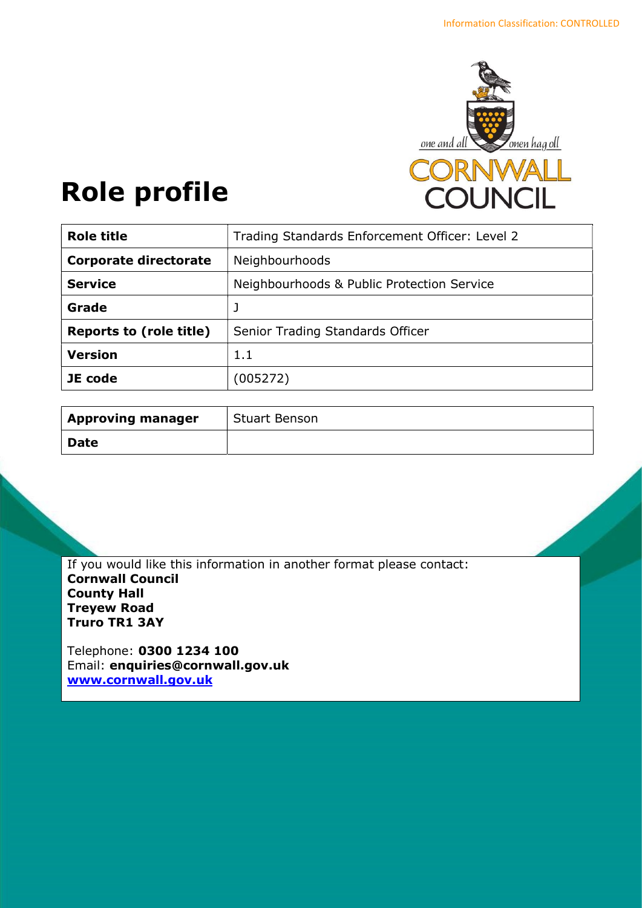Information Classification: CONTROLLED

# Role profile

| Role title | Trading Standards Enforcement Officer: Level 2 |
|---|---|
| **Corporate directorate** | Neighbourhoods |
| **Service** | Neighbourhoods & Public Protection Service |
| **Grade** | J |
| **Reports to (role title)** | Senior Trading Standards Officer |
| **Version** | 1.1 |
| **JE code** | (005272) |

| Approving manager | Stuart Benson |
|---|---|
| **Date** | |

If you would like this information in another format please contact:
**Cornwall Council**
**County Hall**
**Treyew Road**
**Truro TR1 3AY**

Telephone: **0300 1234 100**
Email: **enquiries@cornwall.gov.uk**
**www.cornwall.gov.uk**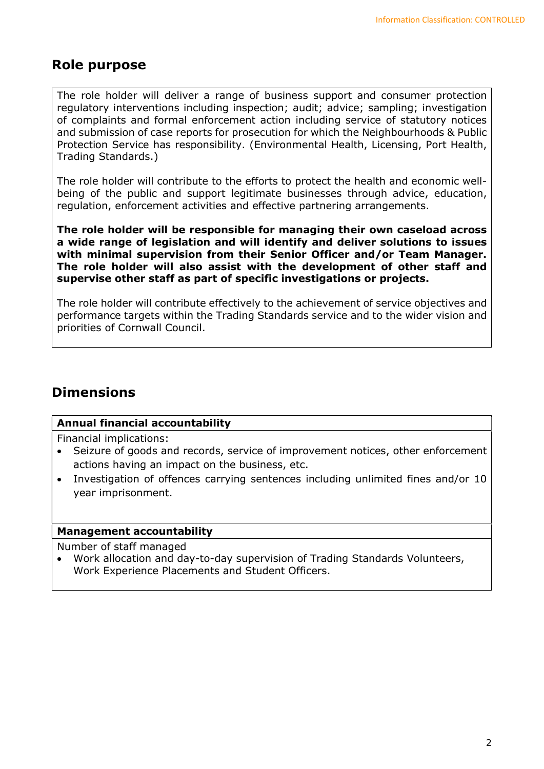## Role purpose

The role holder will deliver a range of business support and consumer protection regulatory interventions including inspection; audit; advice; sampling; investigation of complaints and formal enforcement action including service of statutory notices and submission of case reports for prosecution for which the Neighbourhoods & Public Protection Service has responsibility. (Environmental Health, Licensing, Port Health, Trading Standards.)

The role holder will contribute to the efforts to protect the health and economic well-being of the public and support legitimate businesses through advice, education, regulation, enforcement activities and effective partnering arrangements.

**The role holder will be responsible for managing their own caseload across a wide range of legislation and will identify and deliver solutions to issues with minimal supervision from their Senior Officer and/or Team Manager. The role holder will also assist with the development of other staff and supervise other staff as part of specific investigations or projects.**

The role holder will contribute effectively to the achievement of service objectives and performance targets within the Trading Standards service and to the wider vision and priorities of Cornwall Council.

## Dimensions

**Annual financial accountability**

Financial implications:

- Seizure of goods and records, service of improvement notices, other enforcement actions having an impact on the business, etc.
- Investigation of offences carrying sentences including unlimited fines and/or 10 year imprisonment.

**Management accountability**

Number of staff managed

- Work allocation and day-to-day supervision of Trading Standards Volunteers, Work Experience Placements and Student Officers.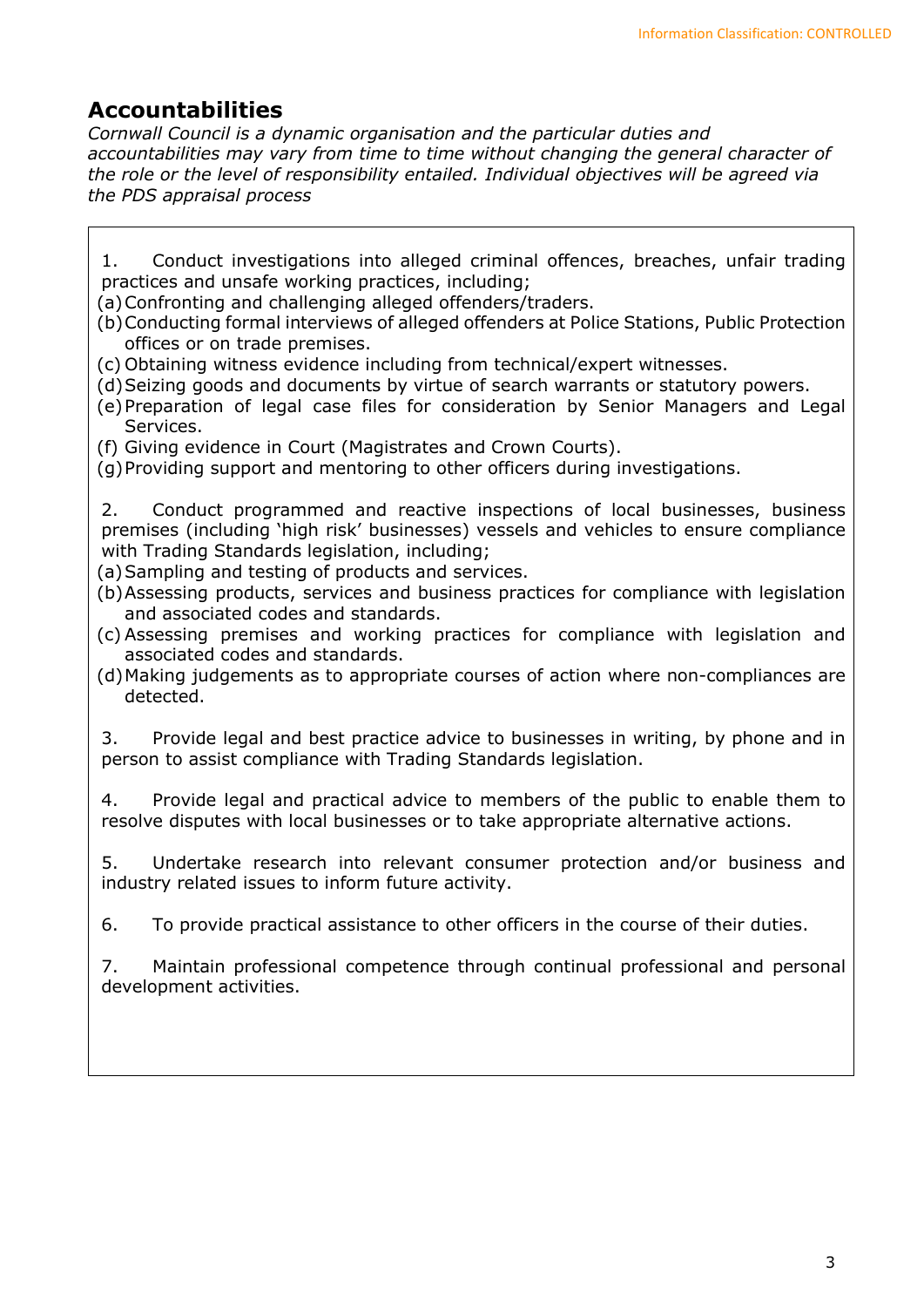## Accountabilities

*Cornwall Council is a dynamic organisation and the particular duties and accountabilities may vary from time to time without changing the general character of the role or the level of responsibility entailed. Individual objectives will be agreed via the PDS appraisal process*

1. Conduct investigations into alleged criminal offences, breaches, unfair trading practices and unsafe working practices, including;
   - (a) Confronting and challenging alleged offenders/traders.
   - (b) Conducting formal interviews of alleged offenders at Police Stations, Public Protection offices or on trade premises.
   - (c) Obtaining witness evidence including from technical/expert witnesses.
   - (d) Seizing goods and documents by virtue of search warrants or statutory powers.
   - (e) Preparation of legal case files for consideration by Senior Managers and Legal Services.
   - (f) Giving evidence in Court (Magistrates and Crown Courts).
   - (g) Providing support and mentoring to other officers during investigations.

2. Conduct programmed and reactive inspections of local businesses, business premises (including 'high risk' businesses) vessels and vehicles to ensure compliance with Trading Standards legislation, including;
   - (a) Sampling and testing of products and services.
   - (b) Assessing products, services and business practices for compliance with legislation and associated codes and standards.
   - (c) Assessing premises and working practices for compliance with legislation and associated codes and standards.
   - (d) Making judgements as to appropriate courses of action where non-compliances are detected.

3. Provide legal and best practice advice to businesses in writing, by phone and in person to assist compliance with Trading Standards legislation.

4. Provide legal and practical advice to members of the public to enable them to resolve disputes with local businesses or to take appropriate alternative actions.

5. Undertake research into relevant consumer protection and/or business and industry related issues to inform future activity.

6. To provide practical assistance to other officers in the course of their duties.

7. Maintain professional competence through continual professional and personal development activities.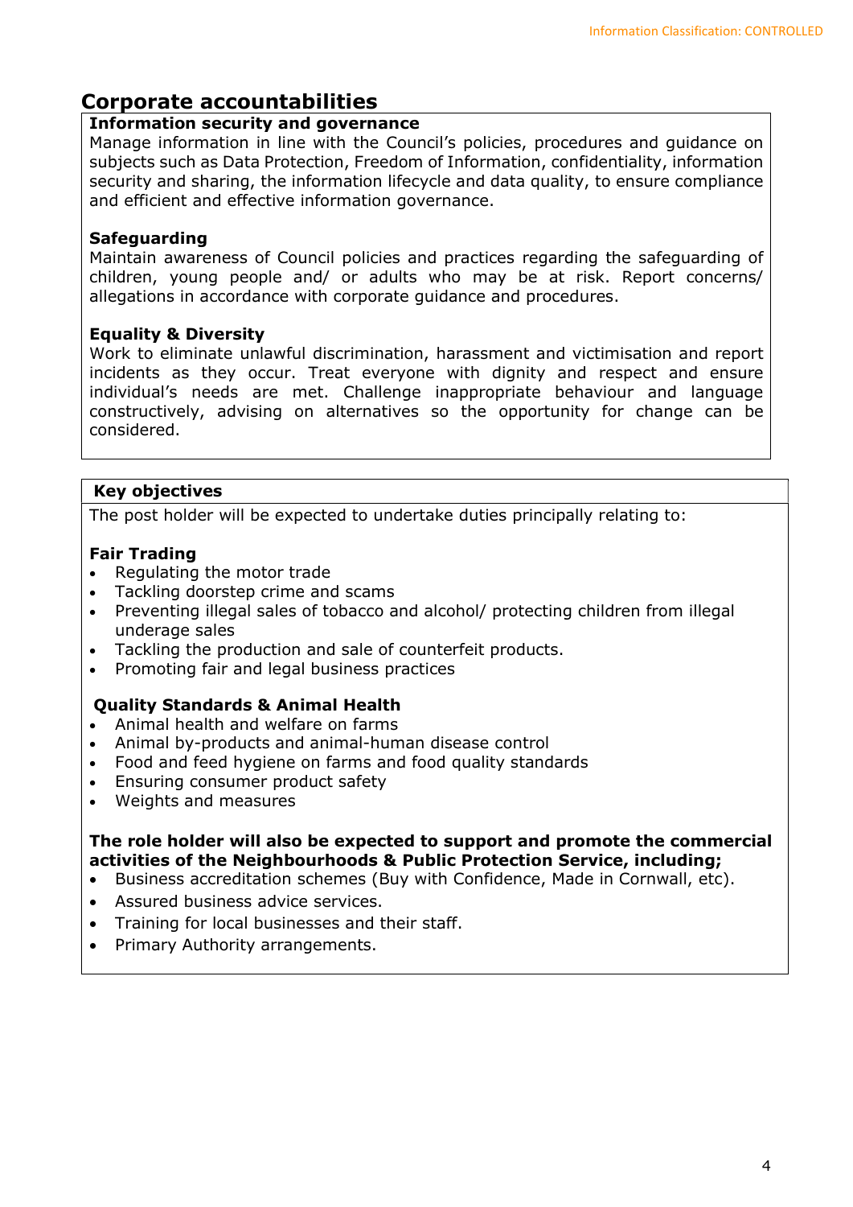## Corporate accountabilities

**Information security and governance**

Manage information in line with the Council's policies, procedures and guidance on subjects such as Data Protection, Freedom of Information, confidentiality, information security and sharing, the information lifecycle and data quality, to ensure compliance and efficient and effective information governance.

**Safeguarding**

Maintain awareness of Council policies and practices regarding the safeguarding of children, young people and/ or adults who may be at risk. Report concerns/ allegations in accordance with corporate guidance and procedures.

**Equality & Diversity**

Work to eliminate unlawful discrimination, harassment and victimisation and report incidents as they occur. Treat everyone with dignity and respect and ensure individual's needs are met. Challenge inappropriate behaviour and language constructively, advising on alternatives so the opportunity for change can be considered.

**Key objectives**

The post holder will be expected to undertake duties principally relating to:

**Fair Trading**

- Regulating the motor trade
- Tackling doorstep crime and scams
- Preventing illegal sales of tobacco and alcohol/ protecting children from illegal underage sales
- Tackling the production and sale of counterfeit products.
- Promoting fair and legal business practices

**Quality Standards & Animal Health**

- Animal health and welfare on farms
- Animal by-products and animal-human disease control
- Food and feed hygiene on farms and food quality standards
- Ensuring consumer product safety
- Weights and measures

**The role holder will also be expected to support and promote the commercial activities of the Neighbourhoods & Public Protection Service, including;**

- Business accreditation schemes (Buy with Confidence, Made in Cornwall, etc).
- Assured business advice services.
- Training for local businesses and their staff.
- Primary Authority arrangements.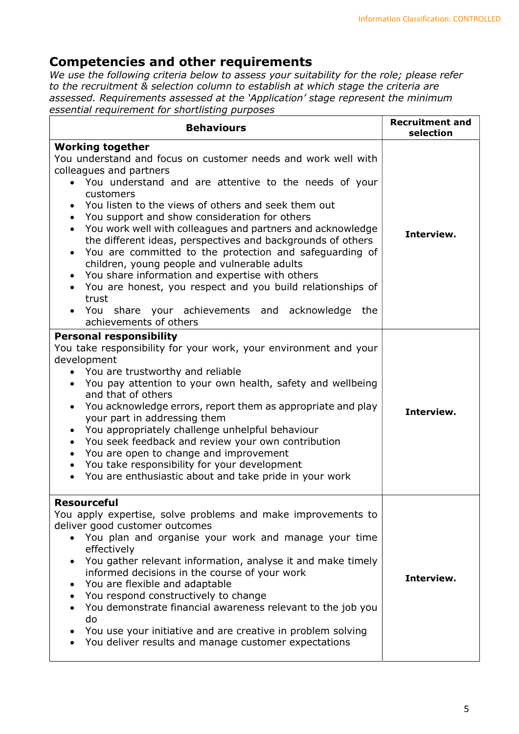## Competencies and other requirements

*We use the following criteria below to assess your suitability for the role; please refer to the recruitment & selection column to establish at which stage the criteria are assessed. Requirements assessed at the 'Application' stage represent the minimum essential requirement for shortlisting purposes*

| Behaviours | Recruitment and selection |
|---|---|
| **Working together**<br>You understand and focus on customer needs and work well with colleagues and partners<br>• You understand and are attentive to the needs of your customers<br>• You listen to the views of others and seek them out<br>• You support and show consideration for others<br>• You work well with colleagues and partners and acknowledge the different ideas, perspectives and backgrounds of others<br>• You are committed to the protection and safeguarding of children, young people and vulnerable adults<br>• You share information and expertise with others<br>• You are honest, you respect and you build relationships of trust<br>• You share your achievements and acknowledge the achievements of others | **Interview.** |
| **Personal responsibility**<br>You take responsibility for your work, your environment and your development<br>• You are trustworthy and reliable<br>• You pay attention to your own health, safety and wellbeing and that of others<br>• You acknowledge errors, report them as appropriate and play your part in addressing them<br>• You appropriately challenge unhelpful behaviour<br>• You seek feedback and review your own contribution<br>• You are open to change and improvement<br>• You take responsibility for your development<br>• You are enthusiastic about and take pride in your work | **Interview.** |
| **Resourceful**<br>You apply expertise, solve problems and make improvements to deliver good customer outcomes<br>• You plan and organise your work and manage your time effectively<br>• You gather relevant information, analyse it and make timely informed decisions in the course of your work<br>• You are flexible and adaptable<br>• You respond constructively to change<br>• You demonstrate financial awareness relevant to the job you do<br>• You use your initiative and are creative in problem solving<br>• You deliver results and manage customer expectations | **Interview.** |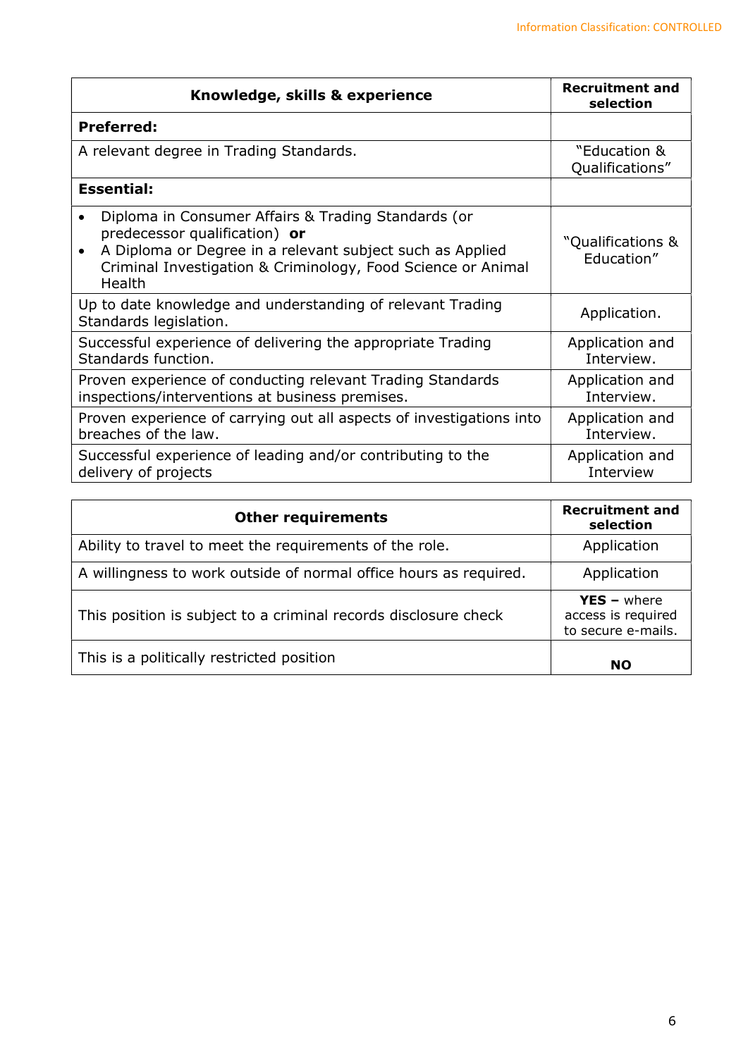| Knowledge, skills & experience | Recruitment and selection |
|---|---|
| **Preferred:** | |
| A relevant degree in Trading Standards. | "Education & Qualifications" |
| **Essential:** | |
| • Diploma in Consumer Affairs & Trading Standards (or predecessor qualification) **or**<br>• A Diploma or Degree in a relevant subject such as Applied Criminal Investigation & Criminology, Food Science or Animal Health | "Qualifications & Education" |
| Up to date knowledge and understanding of relevant Trading Standards legislation. | Application. |
| Successful experience of delivering the appropriate Trading Standards function. | Application and Interview. |
| Proven experience of conducting relevant Trading Standards inspections/interventions at business premises. | Application and Interview. |
| Proven experience of carrying out all aspects of investigations into breaches of the law. | Application and Interview. |
| Successful experience of leading and/or contributing to the delivery of projects | Application and Interview |

| Other requirements | Recruitment and selection |
|---|---|
| Ability to travel to meet the requirements of the role. | Application |
| A willingness to work outside of normal office hours as required. | Application |
| This position is subject to a criminal records disclosure check | **YES –** where access is required to secure e-mails. |
| This is a politically restricted position | **NO** |